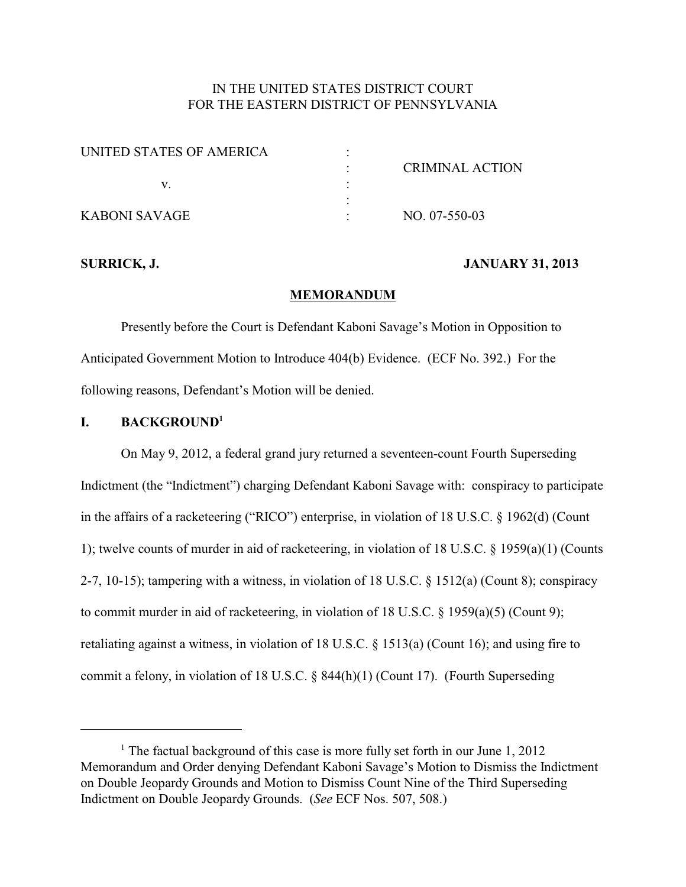IN THE UNITED STATES DISTRICT COURT
FOR THE EASTERN DISTRICT OF PENNSYLVANIA

| | | |
|---|---|---|
| UNITED STATES OF AMERICA | : | |
| | : | CRIMINAL ACTION |
| v. | : | |
| | : | |
| KABONI SAVAGE | : | NO. 07-550-03 |

**SURRICK, J.** **JANUARY 31, 2013**

**MEMORANDUM**

Presently before the Court is Defendant Kaboni Savage's Motion in Opposition to Anticipated Government Motion to Introduce 404(b) Evidence. (ECF No. 392.) For the following reasons, Defendant's Motion will be denied.

## I. BACKGROUND[1]

On May 9, 2012, a federal grand jury returned a seventeen-count Fourth Superseding Indictment (the "Indictment") charging Defendant Kaboni Savage with: conspiracy to participate in the affairs of a racketeering ("RICO") enterprise, in violation of 18 U.S.C. § 1962(d) (Count 1); twelve counts of murder in aid of racketeering, in violation of 18 U.S.C. § 1959(a)(1) (Counts 2-7, 10-15); tampering with a witness, in violation of 18 U.S.C. § 1512(a) (Count 8); conspiracy to commit murder in aid of racketeering, in violation of 18 U.S.C. § 1959(a)(5) (Count 9); retaliating against a witness, in violation of 18 U.S.C. § 1513(a) (Count 16); and using fire to commit a felony, in violation of 18 U.S.C. § 844(h)(1) (Count 17). (Fourth Superseding

[1] The factual background of this case is more fully set forth in our June 1, 2012 Memorandum and Order denying Defendant Kaboni Savage's Motion to Dismiss the Indictment on Double Jeopardy Grounds and Motion to Dismiss Count Nine of the Third Superseding Indictment on Double Jeopardy Grounds. (*See* ECF Nos. 507, 508.)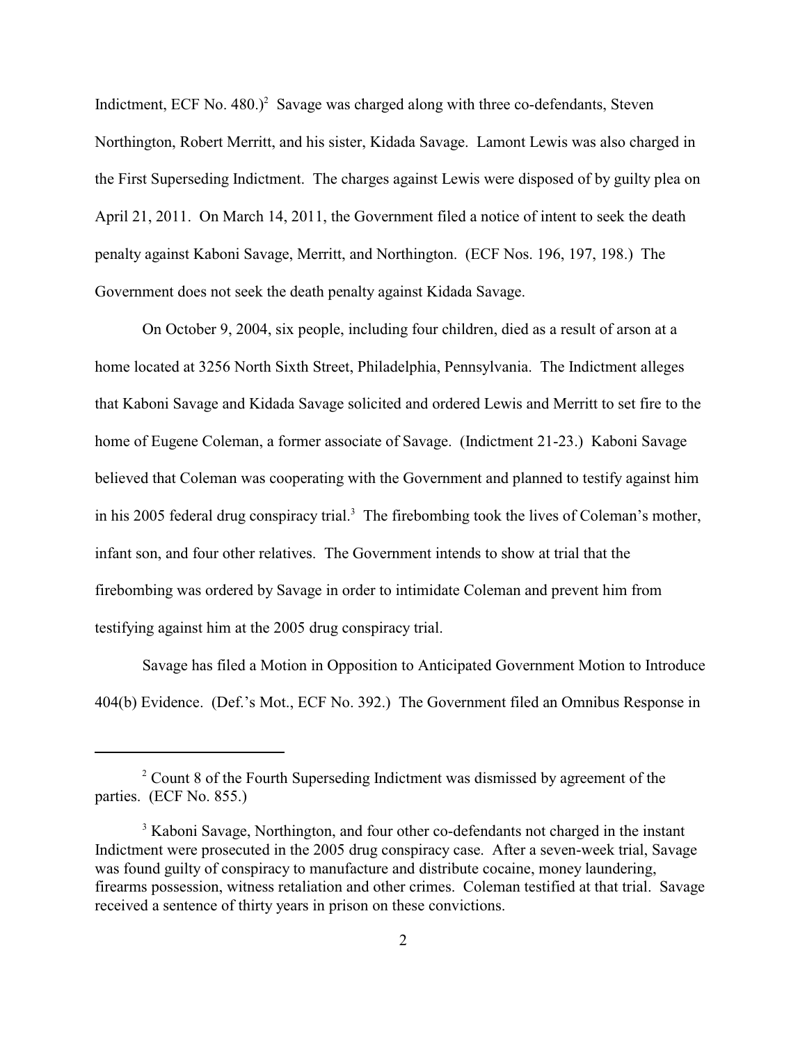Indictment, ECF No. 480.)[2] Savage was charged along with three co-defendants, Steven Northington, Robert Merritt, and his sister, Kidada Savage. Lamont Lewis was also charged in the First Superseding Indictment. The charges against Lewis were disposed of by guilty plea on April 21, 2011. On March 14, 2011, the Government filed a notice of intent to seek the death penalty against Kaboni Savage, Merritt, and Northington. (ECF Nos. 196, 197, 198.) The Government does not seek the death penalty against Kidada Savage.

On October 9, 2004, six people, including four children, died as a result of arson at a home located at 3256 North Sixth Street, Philadelphia, Pennsylvania. The Indictment alleges that Kaboni Savage and Kidada Savage solicited and ordered Lewis and Merritt to set fire to the home of Eugene Coleman, a former associate of Savage. (Indictment 21-23.) Kaboni Savage believed that Coleman was cooperating with the Government and planned to testify against him in his 2005 federal drug conspiracy trial.[3] The firebombing took the lives of Coleman's mother, infant son, and four other relatives. The Government intends to show at trial that the firebombing was ordered by Savage in order to intimidate Coleman and prevent him from testifying against him at the 2005 drug conspiracy trial.

Savage has filed a Motion in Opposition to Anticipated Government Motion to Introduce 404(b) Evidence. (Def.'s Mot., ECF No. 392.) The Government filed an Omnibus Response in

---

[2] Count 8 of the Fourth Superseding Indictment was dismissed by agreement of the parties. (ECF No. 855.)

[3] Kaboni Savage, Northington, and four other co-defendants not charged in the instant Indictment were prosecuted in the 2005 drug conspiracy case. After a seven-week trial, Savage was found guilty of conspiracy to manufacture and distribute cocaine, money laundering, firearms possession, witness retaliation and other crimes. Coleman testified at that trial. Savage received a sentence of thirty years in prison on these convictions.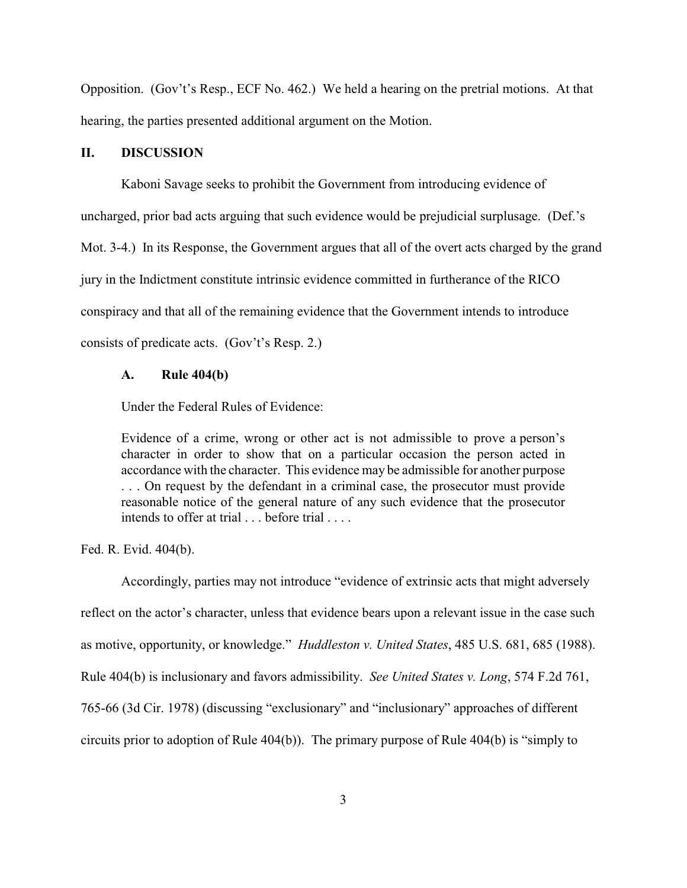Opposition. (Gov't's Resp., ECF No. 462.) We held a hearing on the pretrial motions. At that hearing, the parties presented additional argument on the Motion.

## II. DISCUSSION

Kaboni Savage seeks to prohibit the Government from introducing evidence of uncharged, prior bad acts arguing that such evidence would be prejudicial surplusage. (Def.'s Mot. 3-4.) In its Response, the Government argues that all of the overt acts charged by the grand jury in the Indictment constitute intrinsic evidence committed in furtherance of the RICO conspiracy and that all of the remaining evidence that the Government intends to introduce consists of predicate acts. (Gov't's Resp. 2.)

### A. Rule 404(b)

Under the Federal Rules of Evidence:

> Evidence of a crime, wrong or other act is not admissible to prove a person's character in order to show that on a particular occasion the person acted in accordance with the character. This evidence may be admissible for another purpose . . . On request by the defendant in a criminal case, the prosecutor must provide reasonable notice of the general nature of any such evidence that the prosecutor intends to offer at trial . . . before trial . . . .

Fed. R. Evid. 404(b).

Accordingly, parties may not introduce "evidence of extrinsic acts that might adversely reflect on the actor's character, unless that evidence bears upon a relevant issue in the case such as motive, opportunity, or knowledge." *Huddleston v. United States*, 485 U.S. 681, 685 (1988). Rule 404(b) is inclusionary and favors admissibility. *See United States v. Long*, 574 F.2d 761, 765-66 (3d Cir. 1978) (discussing "exclusionary" and "inclusionary" approaches of different circuits prior to adoption of Rule 404(b)). The primary purpose of Rule 404(b) is "simply to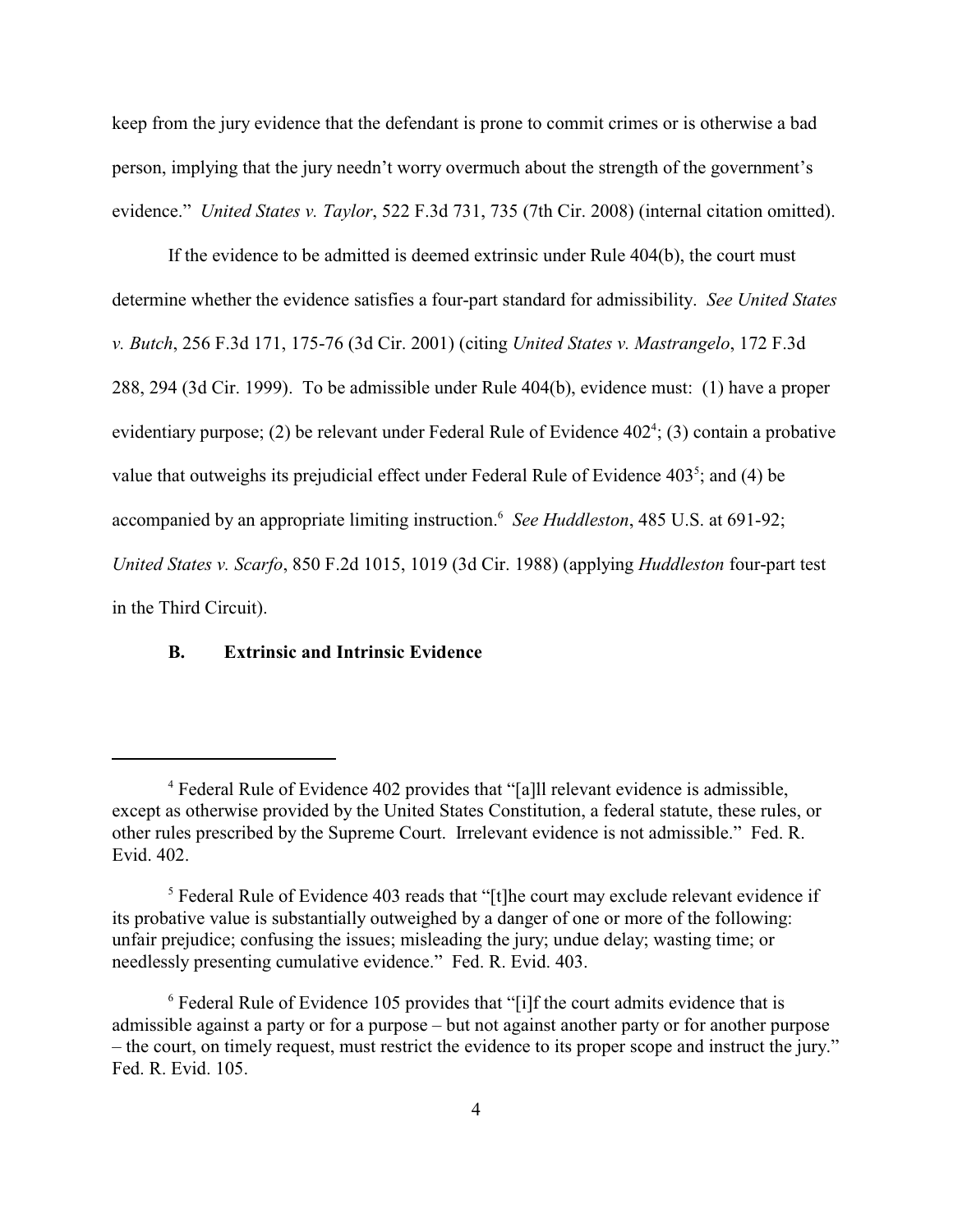keep from the jury evidence that the defendant is prone to commit crimes or is otherwise a bad person, implying that the jury needn't worry overmuch about the strength of the government's evidence." *United States v. Taylor*, 522 F.3d 731, 735 (7th Cir. 2008) (internal citation omitted).

If the evidence to be admitted is deemed extrinsic under Rule 404(b), the court must determine whether the evidence satisfies a four-part standard for admissibility. *See United States v. Butch*, 256 F.3d 171, 175-76 (3d Cir. 2001) (citing *United States v. Mastrangelo*, 172 F.3d 288, 294 (3d Cir. 1999). To be admissible under Rule 404(b), evidence must: (1) have a proper evidentiary purpose; (2) be relevant under Federal Rule of Evidence 402[4]; (3) contain a probative value that outweighs its prejudicial effect under Federal Rule of Evidence 403[5]; and (4) be accompanied by an appropriate limiting instruction.[6] *See Huddleston*, 485 U.S. at 691-92; *United States v. Scarfo*, 850 F.2d 1015, 1019 (3d Cir. 1988) (applying *Huddleston* four-part test in the Third Circuit).

### B. Extrinsic and Intrinsic Evidence

---

[4] Federal Rule of Evidence 402 provides that "[a]ll relevant evidence is admissible, except as otherwise provided by the United States Constitution, a federal statute, these rules, or other rules prescribed by the Supreme Court. Irrelevant evidence is not admissible." Fed. R. Evid. 402.

[5] Federal Rule of Evidence 403 reads that "[t]he court may exclude relevant evidence if its probative value is substantially outweighed by a danger of one or more of the following: unfair prejudice; confusing the issues; misleading the jury; undue delay; wasting time; or needlessly presenting cumulative evidence." Fed. R. Evid. 403.

[6] Federal Rule of Evidence 105 provides that "[i]f the court admits evidence that is admissible against a party or for a purpose – but not against another party or for another purpose – the court, on timely request, must restrict the evidence to its proper scope and instruct the jury." Fed. R. Evid. 105.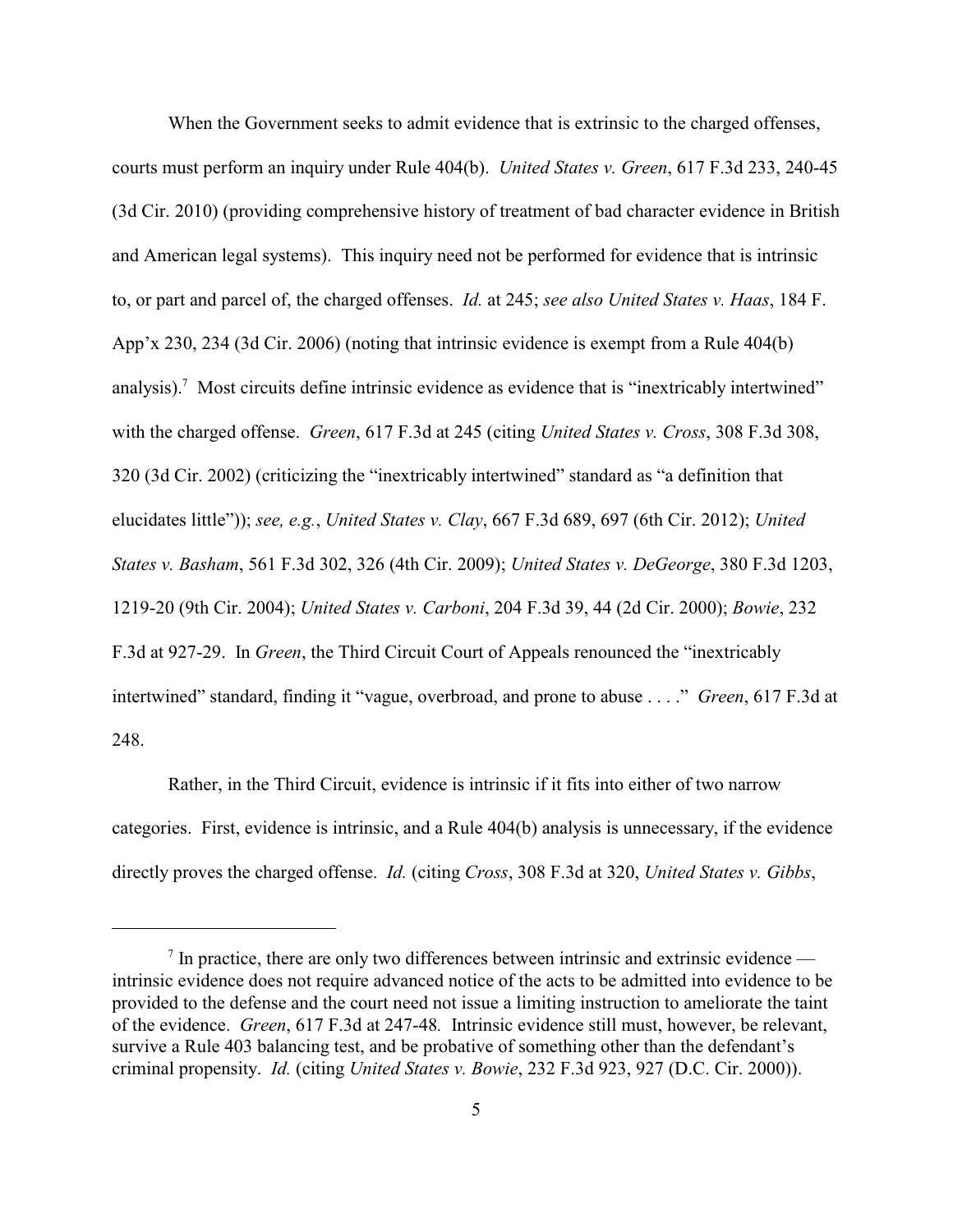When the Government seeks to admit evidence that is extrinsic to the charged offenses, courts must perform an inquiry under Rule 404(b). *United States v. Green*, 617 F.3d 233, 240-45 (3d Cir. 2010) (providing comprehensive history of treatment of bad character evidence in British and American legal systems). This inquiry need not be performed for evidence that is intrinsic to, or part and parcel of, the charged offenses. *Id.* at 245; *see also United States v. Haas*, 184 F. App'x 230, 234 (3d Cir. 2006) (noting that intrinsic evidence is exempt from a Rule 404(b) analysis).[7] Most circuits define intrinsic evidence as evidence that is "inextricably intertwined" with the charged offense. *Green*, 617 F.3d at 245 (citing *United States v. Cross*, 308 F.3d 308, 320 (3d Cir. 2002) (criticizing the "inextricably intertwined" standard as "a definition that elucidates little")); *see, e.g.*, *United States v. Clay*, 667 F.3d 689, 697 (6th Cir. 2012); *United States v. Basham*, 561 F.3d 302, 326 (4th Cir. 2009); *United States v. DeGeorge*, 380 F.3d 1203, 1219-20 (9th Cir. 2004); *United States v. Carboni*, 204 F.3d 39, 44 (2d Cir. 2000); *Bowie*, 232 F.3d at 927-29. In *Green*, the Third Circuit Court of Appeals renounced the "inextricably intertwined" standard, finding it "vague, overbroad, and prone to abuse . . . ." *Green*, 617 F.3d at 248.

Rather, in the Third Circuit, evidence is intrinsic if it fits into either of two narrow categories. First, evidence is intrinsic, and a Rule 404(b) analysis is unnecessary, if the evidence directly proves the charged offense. *Id.* (citing *Cross*, 308 F.3d at 320, *United States v. Gibbs*,

---

[7] In practice, there are only two differences between intrinsic and extrinsic evidence — intrinsic evidence does not require advanced notice of the acts to be admitted into evidence to be provided to the defense and the court need not issue a limiting instruction to ameliorate the taint of the evidence. *Green*, 617 F.3d at 247-48*.* Intrinsic evidence still must, however, be relevant, survive a Rule 403 balancing test, and be probative of something other than the defendant's criminal propensity. *Id.* (citing *United States v. Bowie*, 232 F.3d 923, 927 (D.C. Cir. 2000)).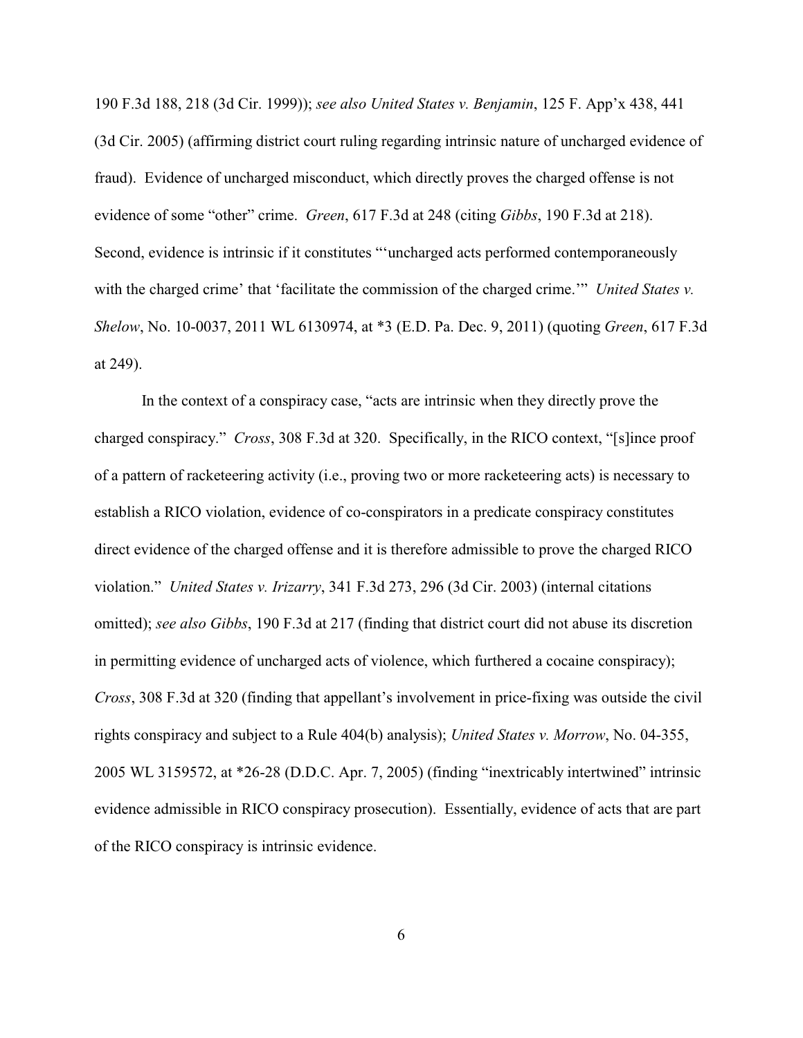190 F.3d 188, 218 (3d Cir. 1999)); *see also United States v. Benjamin*, 125 F. App'x 438, 441 (3d Cir. 2005) (affirming district court ruling regarding intrinsic nature of uncharged evidence of fraud). Evidence of uncharged misconduct, which directly proves the charged offense is not evidence of some "other" crime. *Green*, 617 F.3d at 248 (citing *Gibbs*, 190 F.3d at 218). Second, evidence is intrinsic if it constitutes "'uncharged acts performed contemporaneously with the charged crime' that 'facilitate the commission of the charged crime.'" *United States v. Shelow*, No. 10-0037, 2011 WL 6130974, at *3 (E.D. Pa. Dec. 9, 2011) (quoting *Green*, 617 F.3d at 249).

In the context of a conspiracy case, "acts are intrinsic when they directly prove the charged conspiracy." *Cross*, 308 F.3d at 320. Specifically, in the RICO context, "[s]ince proof of a pattern of racketeering activity (i.e., proving two or more racketeering acts) is necessary to establish a RICO violation, evidence of co-conspirators in a predicate conspiracy constitutes direct evidence of the charged offense and it is therefore admissible to prove the charged RICO violation." *United States v. Irizarry*, 341 F.3d 273, 296 (3d Cir. 2003) (internal citations omitted); *see also Gibbs*, 190 F.3d at 217 (finding that district court did not abuse its discretion in permitting evidence of uncharged acts of violence, which furthered a cocaine conspiracy); *Cross*, 308 F.3d at 320 (finding that appellant's involvement in price-fixing was outside the civil rights conspiracy and subject to a Rule 404(b) analysis); *United States v. Morrow*, No. 04-355, 2005 WL 3159572, at *26-28 (D.D.C. Apr. 7, 2005) (finding "inextricably intertwined" intrinsic evidence admissible in RICO conspiracy prosecution). Essentially, evidence of acts that are part of the RICO conspiracy is intrinsic evidence.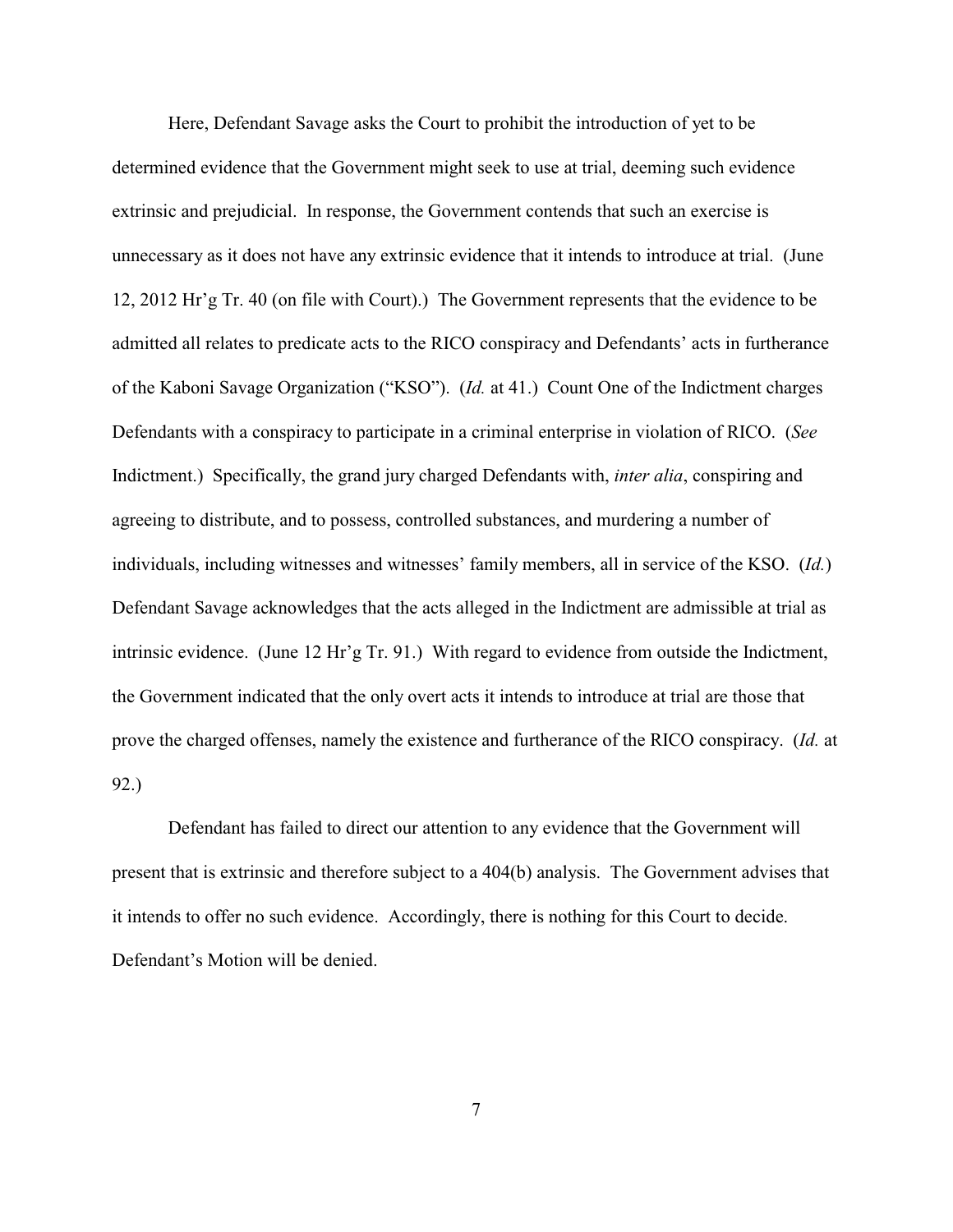Here, Defendant Savage asks the Court to prohibit the introduction of yet to be determined evidence that the Government might seek to use at trial, deeming such evidence extrinsic and prejudicial. In response, the Government contends that such an exercise is unnecessary as it does not have any extrinsic evidence that it intends to introduce at trial. (June 12, 2012 Hr'g Tr. 40 (on file with Court).) The Government represents that the evidence to be admitted all relates to predicate acts to the RICO conspiracy and Defendants' acts in furtherance of the Kaboni Savage Organization ("KSO"). (*Id.* at 41.) Count One of the Indictment charges Defendants with a conspiracy to participate in a criminal enterprise in violation of RICO. (*See* Indictment.) Specifically, the grand jury charged Defendants with, *inter alia*, conspiring and agreeing to distribute, and to possess, controlled substances, and murdering a number of individuals, including witnesses and witnesses' family members, all in service of the KSO. (*Id.*) Defendant Savage acknowledges that the acts alleged in the Indictment are admissible at trial as intrinsic evidence. (June 12 Hr'g Tr. 91.) With regard to evidence from outside the Indictment, the Government indicated that the only overt acts it intends to introduce at trial are those that prove the charged offenses, namely the existence and furtherance of the RICO conspiracy. (*Id.* at 92.)

Defendant has failed to direct our attention to any evidence that the Government will present that is extrinsic and therefore subject to a 404(b) analysis. The Government advises that it intends to offer no such evidence. Accordingly, there is nothing for this Court to decide. Defendant's Motion will be denied.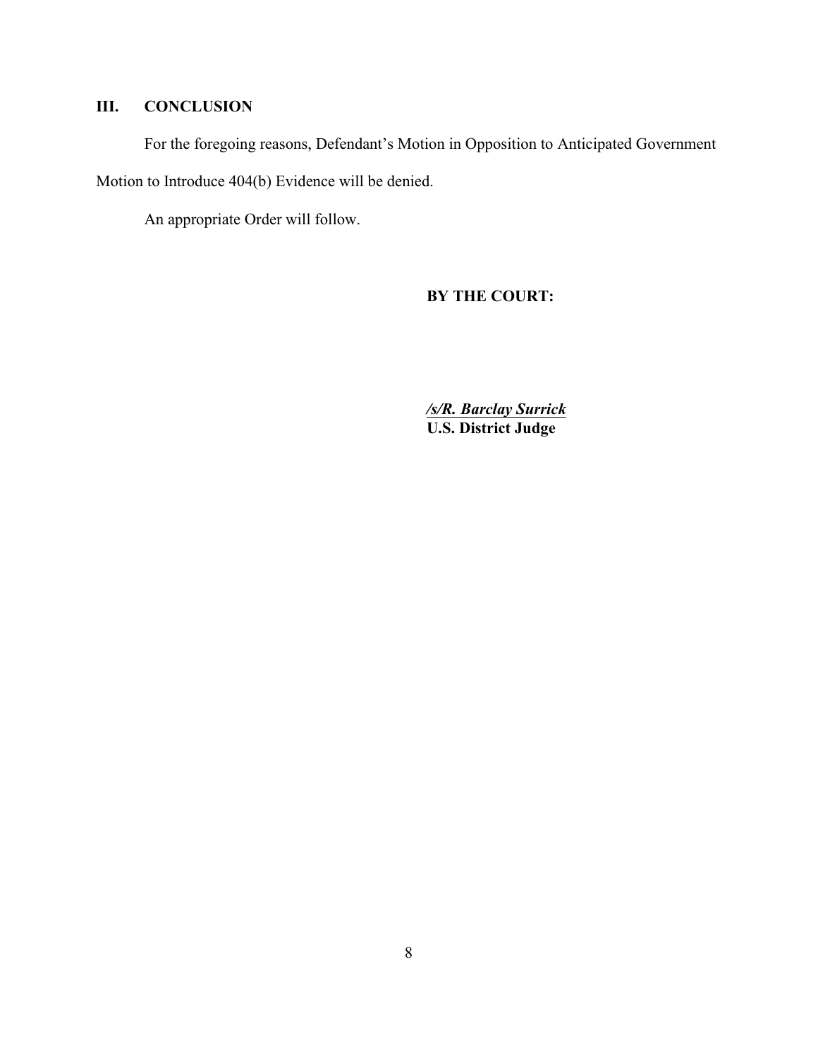## III. CONCLUSION

For the foregoing reasons, Defendant's Motion in Opposition to Anticipated Government Motion to Introduce 404(b) Evidence will be denied.

An appropriate Order will follow.

**BY THE COURT:**

***/s/R. Barclay Surrick***
**U.S. District Judge**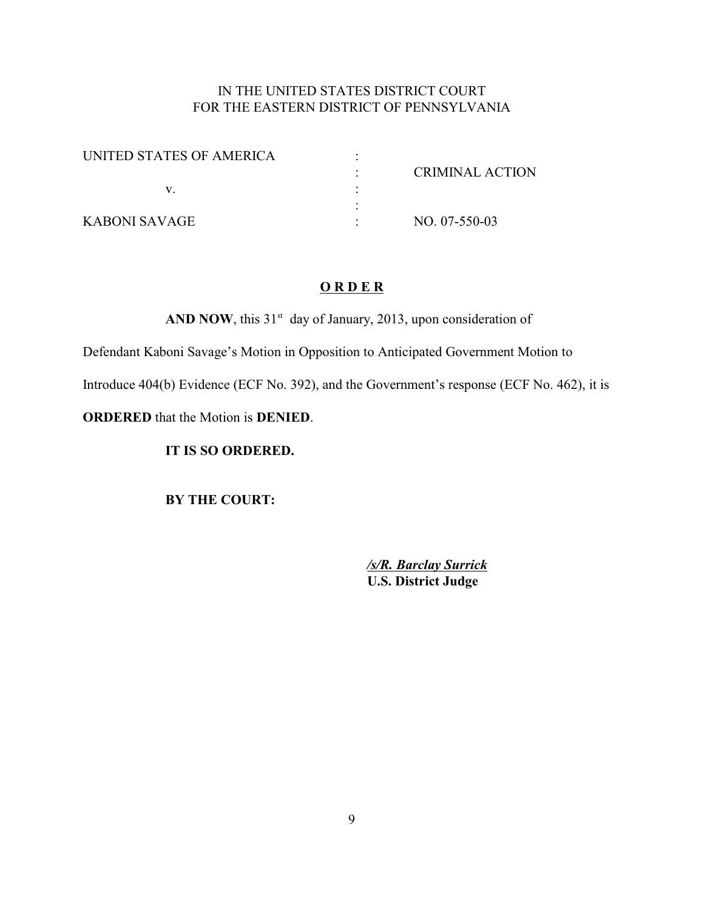IN THE UNITED STATES DISTRICT COURT
FOR THE EASTERN DISTRICT OF PENNSYLVANIA

| | | |
|---|---|---|
| UNITED STATES OF AMERICA | : | |
| | : | CRIMINAL ACTION |
| v. | : | |
| | : | |
| KABONI SAVAGE | : | NO. 07-550-03 |

**O R D E R**

**AND NOW**, this 31st day of January, 2013, upon consideration of Defendant Kaboni Savage's Motion in Opposition to Anticipated Government Motion to Introduce 404(b) Evidence (ECF No. 392), and the Government's response (ECF No. 462), it is **ORDERED** that the Motion is **DENIED**.

**IT IS SO ORDERED.**

**BY THE COURT:**

***/s/R. Barclay Surrick***
**U.S. District Judge**